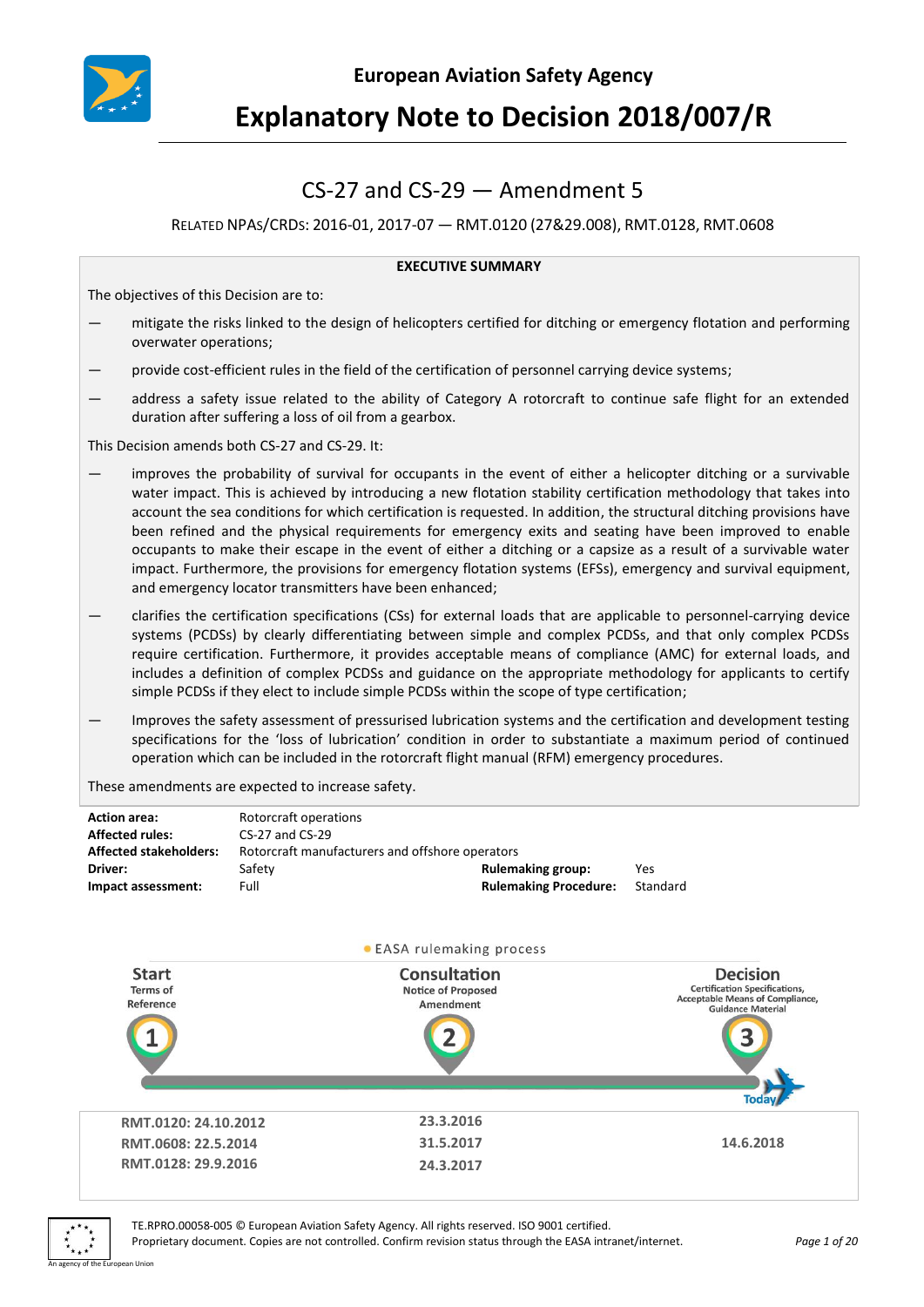European Aviation Safety Agency

# Explanatory Note to Decision 2018/007/R

## CS-27 and CS-29 — Amendment 5

RELATED NPAS/CRDS: 2016-01, 2017-07 — RMT.0120 (27&29.008), RMT.0128, RMT.0608

**EXECUTIVE SUMMARY**

The objectives of this Decision are to:

— mitigate the risks linked to the design of helicopters certified for ditching or emergency flotation and performing overwater operations;

— provide cost-efficient rules in the field of the certification of personnel carrying device systems;

— address a safety issue related to the ability of Category A rotorcraft to continue safe flight for an extended duration after suffering a loss of oil from a gearbox.

This Decision amends both CS-27 and CS-29. It:

— improves the probability of survival for occupants in the event of either a helicopter ditching or a survivable water impact. This is achieved by introducing a new flotation stability certification methodology that takes into account the sea conditions for which certification is requested. In addition, the structural ditching provisions have been refined and the physical requirements for emergency exits and seating have been improved to enable occupants to make their escape in the event of either a ditching or a capsize as a result of a survivable water impact. Furthermore, the provisions for emergency flotation systems (EFSs), emergency and survival equipment, and emergency locator transmitters have been enhanced;

— clarifies the certification specifications (CSs) for external loads that are applicable to personnel-carrying device systems (PCDSs) by clearly differentiating between simple and complex PCDSs, and that only complex PCDSs require certification. Furthermore, it provides acceptable means of compliance (AMC) for external loads, and includes a definition of complex PCDSs and guidance on the appropriate methodology for applicants to certify simple PCDSs if they elect to include simple PCDSs within the scope of type certification;

— Improves the safety assessment of pressurised lubrication systems and the certification and development testing specifications for the 'loss of lubrication' condition in order to substantiate a maximum period of continued operation which can be included in the rotorcraft flight manual (RFM) emergency procedures.

These amendments are expected to increase safety.

| | | | |
|---|---|---|---|
| **Action area:** | Rotorcraft operations | | |
| **Affected rules:** | CS-27 and CS-29 | | |
| **Affected stakeholders:** | Rotorcraft manufacturers and offshore operators | | |
| **Driver:** | Safety | **Rulemaking group:** | Yes |
| **Impact assessment:** | Full | **Rulemaking Procedure:** | Standard |

EASA rulemaking process

| Start<br>Terms of Reference | Consultation<br>Notice of Proposed Amendment | Decision<br>Certification Specifications, Acceptable Means of Compliance, Guidance Material |
|---|---|---|
| RMT.0120: 24.10.2012 | 23.3.2016 | |
| RMT.0608: 22.5.2014 | 31.5.2017 | 14.6.2018 |
| RMT.0128: 29.9.2016 | 24.3.2017 | |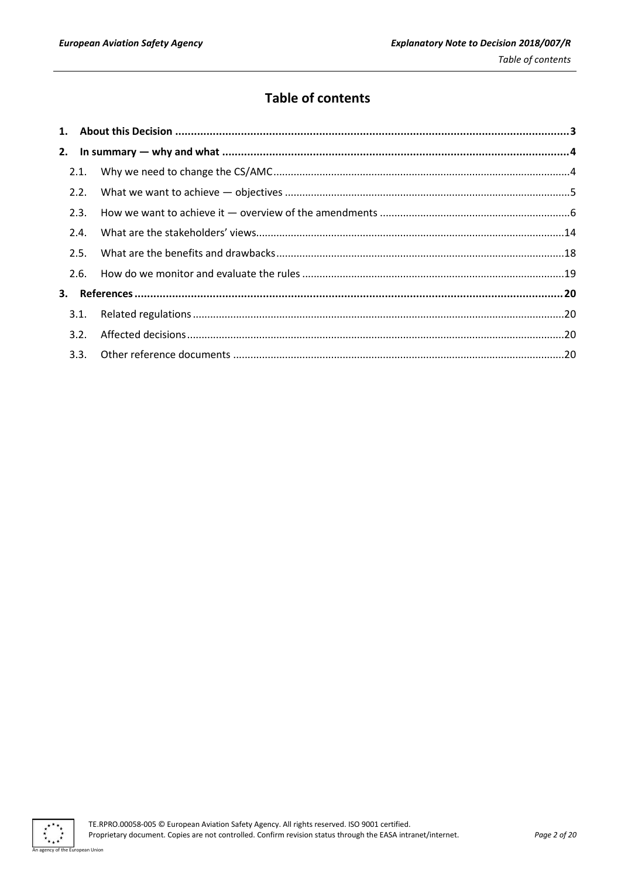# Table of contents

1. About this Decision ... 3
2. In summary — why and what ... 4
   - 2.1. Why we need to change the CS/AMC ... 4
   - 2.2. What we want to achieve — objectives ... 5
   - 2.3. How we want to achieve it — overview of the amendments ... 6
   - 2.4. What are the stakeholders' views ... 14
   - 2.5. What are the benefits and drawbacks ... 18
   - 2.6. How do we monitor and evaluate the rules ... 19
3. References ... 20
   - 3.1. Related regulations ... 20
   - 3.2. Affected decisions ... 20
   - 3.3. Other reference documents ... 20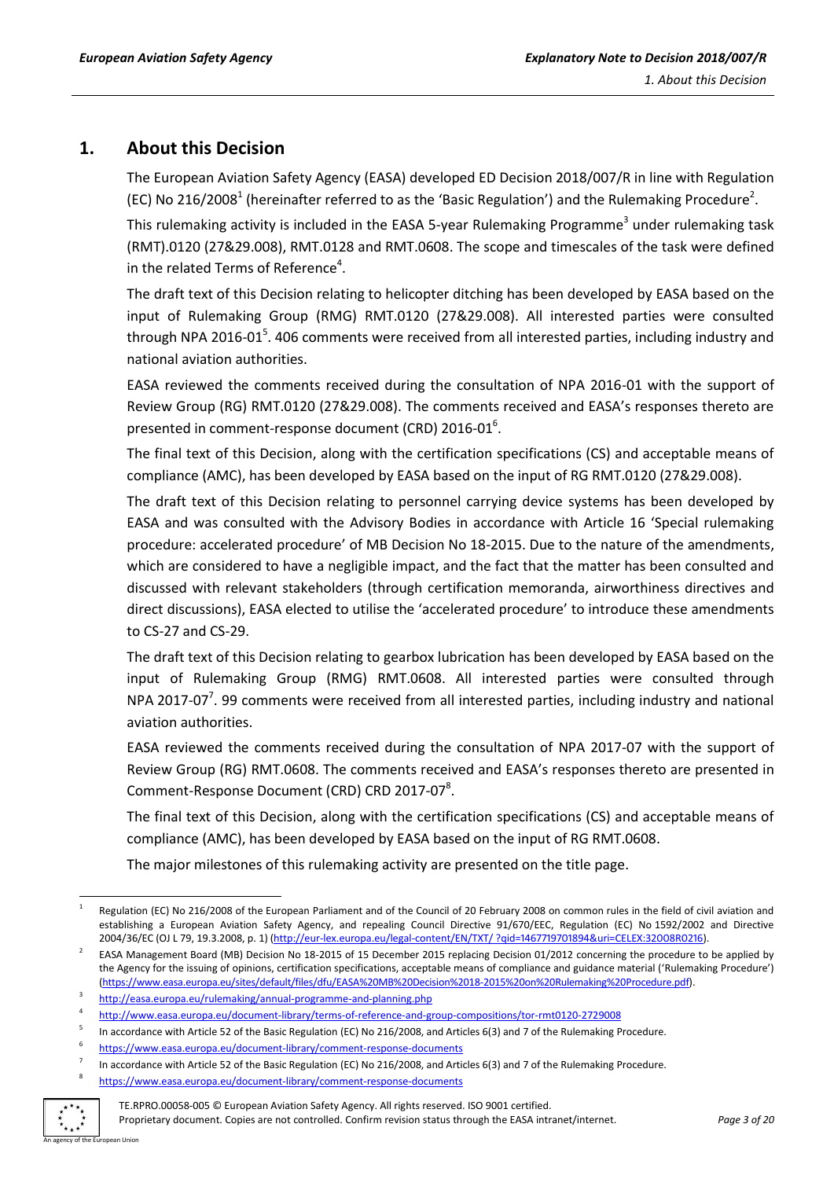# 1. About this Decision

The European Aviation Safety Agency (EASA) developed ED Decision 2018/007/R in line with Regulation (EC) No 216/2008[1] (hereinafter referred to as the 'Basic Regulation') and the Rulemaking Procedure[2].

This rulemaking activity is included in the EASA 5-year Rulemaking Programme[3] under rulemaking task (RMT).0120 (27&29.008), RMT.0128 and RMT.0608. The scope and timescales of the task were defined in the related Terms of Reference[4].

The draft text of this Decision relating to helicopter ditching has been developed by EASA based on the input of Rulemaking Group (RMG) RMT.0120 (27&29.008). All interested parties were consulted through NPA 2016-01[5]. 406 comments were received from all interested parties, including industry and national aviation authorities.

EASA reviewed the comments received during the consultation of NPA 2016-01 with the support of Review Group (RG) RMT.0120 (27&29.008). The comments received and EASA's responses thereto are presented in comment-response document (CRD) 2016-01[6].

The final text of this Decision, along with the certification specifications (CS) and acceptable means of compliance (AMC), has been developed by EASA based on the input of RG RMT.0120 (27&29.008).

The draft text of this Decision relating to personnel carrying device systems has been developed by EASA and was consulted with the Advisory Bodies in accordance with Article 16 'Special rulemaking procedure: accelerated procedure' of MB Decision No 18-2015. Due to the nature of the amendments, which are considered to have a negligible impact, and the fact that the matter has been consulted and discussed with relevant stakeholders (through certification memoranda, airworthiness directives and direct discussions), EASA elected to utilise the 'accelerated procedure' to introduce these amendments to CS-27 and CS-29.

The draft text of this Decision relating to gearbox lubrication has been developed by EASA based on the input of Rulemaking Group (RMG) RMT.0608. All interested parties were consulted through NPA 2017-07[7]. 99 comments were received from all interested parties, including industry and national aviation authorities.

EASA reviewed the comments received during the consultation of NPA 2017-07 with the support of Review Group (RG) RMT.0608. The comments received and EASA's responses thereto are presented in Comment-Response Document (CRD) CRD 2017-07[8].

The final text of this Decision, along with the certification specifications (CS) and acceptable means of compliance (AMC), has been developed by EASA based on the input of RG RMT.0608.

The major milestones of this rulemaking activity are presented on the title page.

---

[1] Regulation (EC) No 216/2008 of the European Parliament and of the Council of 20 February 2008 on common rules in the field of civil aviation and establishing a European Aviation Safety Agency, and repealing Council Directive 91/670/EEC, Regulation (EC) No 1592/2002 and Directive 2004/36/EC (OJ L 79, 19.3.2008, p. 1) (http://eur-lex.europa.eu/legal-content/EN/TXT/ ?qid=1467719701894&uri=CELEX:32008R0216).

[2] EASA Management Board (MB) Decision No 18-2015 of 15 December 2015 replacing Decision 01/2012 concerning the procedure to be applied by the Agency for the issuing of opinions, certification specifications, acceptable means of compliance and guidance material ('Rulemaking Procedure') (https://www.easa.europa.eu/sites/default/files/dfu/EASA%20MB%20Decision%2018-2015%20on%20Rulemaking%20Procedure.pdf).

[3] http://easa.europa.eu/rulemaking/annual-programme-and-planning.php

[4] http://www.easa.europa.eu/document-library/terms-of-reference-and-group-compositions/tor-rmt0120-2729008

[5] In accordance with Article 52 of the Basic Regulation (EC) No 216/2008, and Articles 6(3) and 7 of the Rulemaking Procedure.

[6] https://www.easa.europa.eu/document-library/comment-response-documents

[7] In accordance with Article 52 of the Basic Regulation (EC) No 216/2008, and Articles 6(3) and 7 of the Rulemaking Procedure.

[8] https://www.easa.europa.eu/document-library/comment-response-documents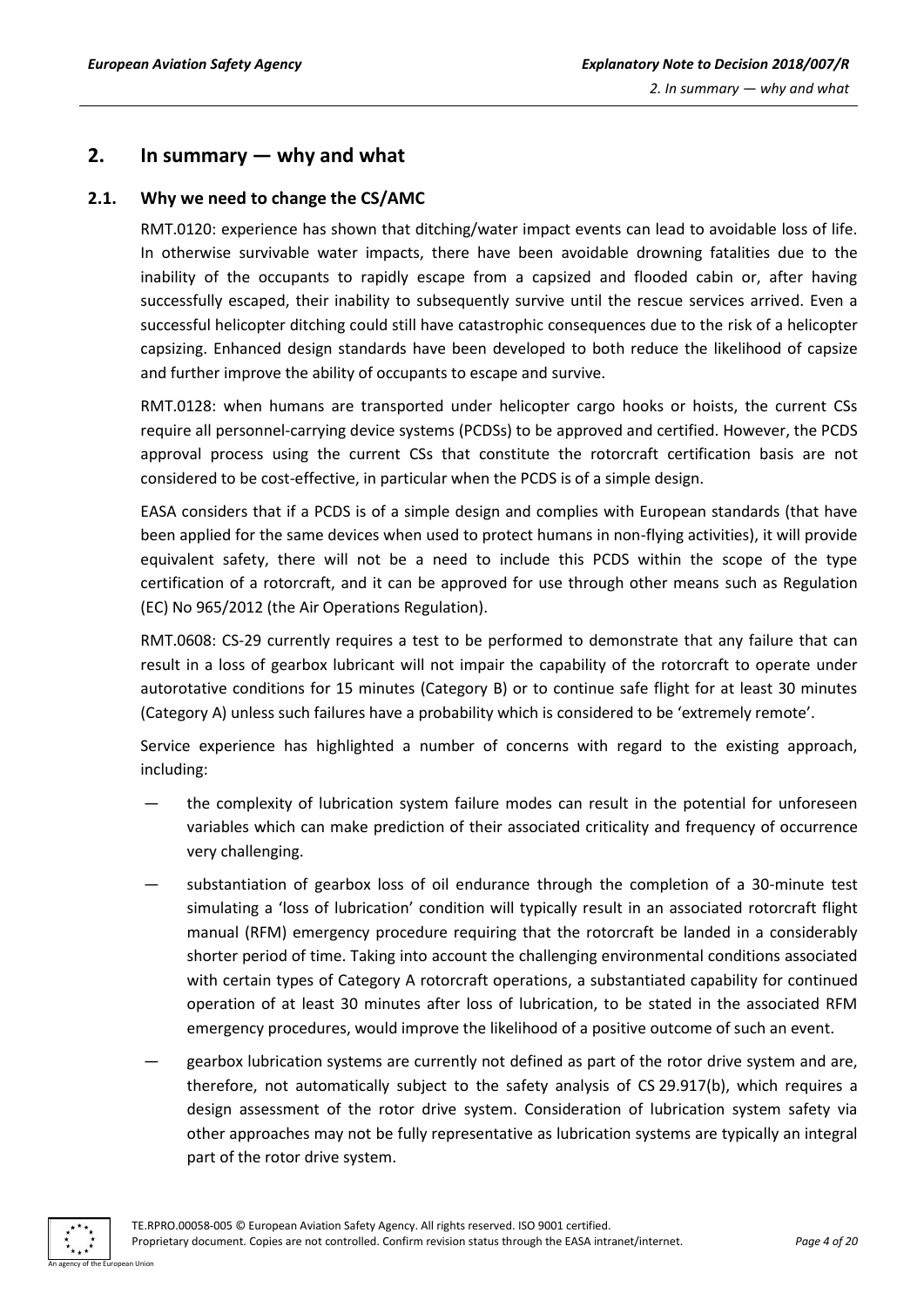## 2. In summary — why and what

### 2.1. Why we need to change the CS/AMC

RMT.0120: experience has shown that ditching/water impact events can lead to avoidable loss of life. In otherwise survivable water impacts, there have been avoidable drowning fatalities due to the inability of the occupants to rapidly escape from a capsized and flooded cabin or, after having successfully escaped, their inability to subsequently survive until the rescue services arrived. Even a successful helicopter ditching could still have catastrophic consequences due to the risk of a helicopter capsizing. Enhanced design standards have been developed to both reduce the likelihood of capsize and further improve the ability of occupants to escape and survive.

RMT.0128: when humans are transported under helicopter cargo hooks or hoists, the current CSs require all personnel-carrying device systems (PCDSs) to be approved and certified. However, the PCDS approval process using the current CSs that constitute the rotorcraft certification basis are not considered to be cost-effective, in particular when the PCDS is of a simple design.

EASA considers that if a PCDS is of a simple design and complies with European standards (that have been applied for the same devices when used to protect humans in non-flying activities), it will provide equivalent safety, there will not be a need to include this PCDS within the scope of the type certification of a rotorcraft, and it can be approved for use through other means such as Regulation (EC) No 965/2012 (the Air Operations Regulation).

RMT.0608: CS-29 currently requires a test to be performed to demonstrate that any failure that can result in a loss of gearbox lubricant will not impair the capability of the rotorcraft to operate under autorotative conditions for 15 minutes (Category B) or to continue safe flight for at least 30 minutes (Category A) unless such failures have a probability which is considered to be 'extremely remote'.

Service experience has highlighted a number of concerns with regard to the existing approach, including:

- the complexity of lubrication system failure modes can result in the potential for unforeseen variables which can make prediction of their associated criticality and frequency of occurrence very challenging.
- substantiation of gearbox loss of oil endurance through the completion of a 30-minute test simulating a 'loss of lubrication' condition will typically result in an associated rotorcraft flight manual (RFM) emergency procedure requiring that the rotorcraft be landed in a considerably shorter period of time. Taking into account the challenging environmental conditions associated with certain types of Category A rotorcraft operations, a substantiated capability for continued operation of at least 30 minutes after loss of lubrication, to be stated in the associated RFM emergency procedures, would improve the likelihood of a positive outcome of such an event.
- gearbox lubrication systems are currently not defined as part of the rotor drive system and are, therefore, not automatically subject to the safety analysis of CS 29.917(b), which requires a design assessment of the rotor drive system. Consideration of lubrication system safety via other approaches may not be fully representative as lubrication systems are typically an integral part of the rotor drive system.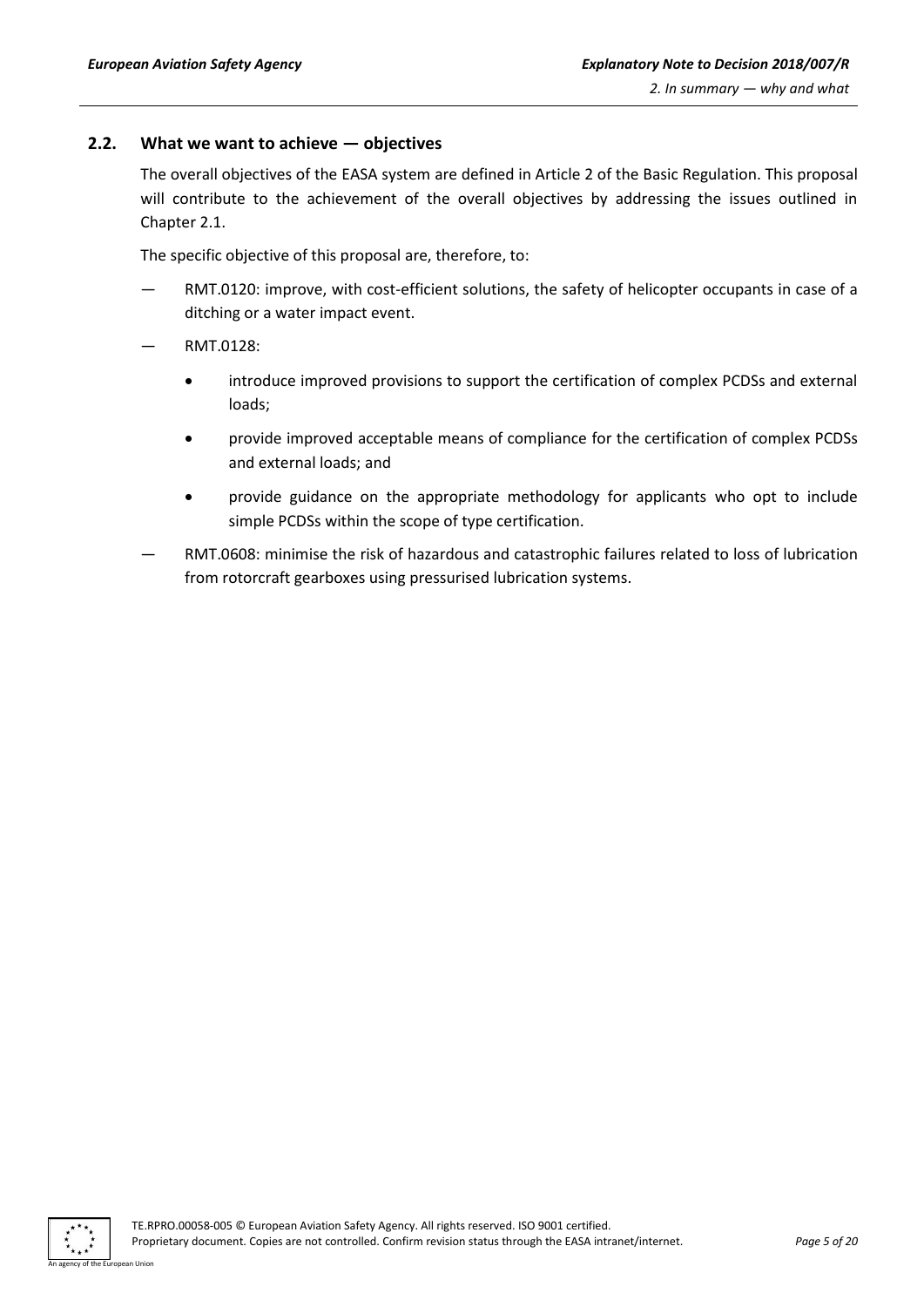## 2.2. What we want to achieve — objectives

The overall objectives of the EASA system are defined in Article 2 of the Basic Regulation. This proposal will contribute to the achievement of the overall objectives by addressing the issues outlined in Chapter 2.1.

The specific objective of this proposal are, therefore, to:

— RMT.0120: improve, with cost-efficient solutions, the safety of helicopter occupants in case of a ditching or a water impact event.

— RMT.0128:

- introduce improved provisions to support the certification of complex PCDSs and external loads;
- provide improved acceptable means of compliance for the certification of complex PCDSs and external loads; and
- provide guidance on the appropriate methodology for applicants who opt to include simple PCDSs within the scope of type certification.

— RMT.0608: minimise the risk of hazardous and catastrophic failures related to loss of lubrication from rotorcraft gearboxes using pressurised lubrication systems.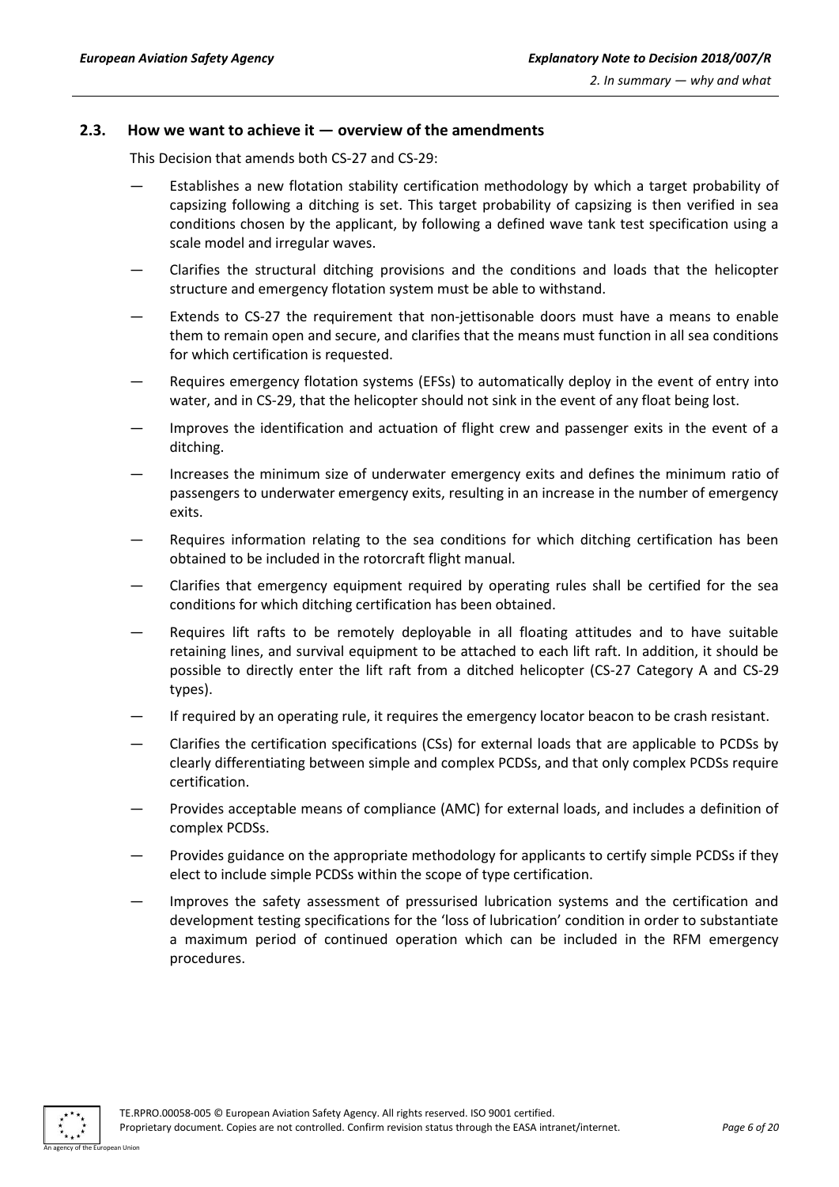### 2.3. How we want to achieve it — overview of the amendments

This Decision that amends both CS-27 and CS-29:

- Establishes a new flotation stability certification methodology by which a target probability of capsizing following a ditching is set. This target probability of capsizing is then verified in sea conditions chosen by the applicant, by following a defined wave tank test specification using a scale model and irregular waves.
- Clarifies the structural ditching provisions and the conditions and loads that the helicopter structure and emergency flotation system must be able to withstand.
- Extends to CS-27 the requirement that non-jettisonable doors must have a means to enable them to remain open and secure, and clarifies that the means must function in all sea conditions for which certification is requested.
- Requires emergency flotation systems (EFSs) to automatically deploy in the event of entry into water, and in CS-29, that the helicopter should not sink in the event of any float being lost.
- Improves the identification and actuation of flight crew and passenger exits in the event of a ditching.
- Increases the minimum size of underwater emergency exits and defines the minimum ratio of passengers to underwater emergency exits, resulting in an increase in the number of emergency exits.
- Requires information relating to the sea conditions for which ditching certification has been obtained to be included in the rotorcraft flight manual.
- Clarifies that emergency equipment required by operating rules shall be certified for the sea conditions for which ditching certification has been obtained.
- Requires lift rafts to be remotely deployable in all floating attitudes and to have suitable retaining lines, and survival equipment to be attached to each lift raft. In addition, it should be possible to directly enter the lift raft from a ditched helicopter (CS-27 Category A and CS-29 types).
- If required by an operating rule, it requires the emergency locator beacon to be crash resistant.
- Clarifies the certification specifications (CSs) for external loads that are applicable to PCDSs by clearly differentiating between simple and complex PCDSs, and that only complex PCDSs require certification.
- Provides acceptable means of compliance (AMC) for external loads, and includes a definition of complex PCDSs.
- Provides guidance on the appropriate methodology for applicants to certify simple PCDSs if they elect to include simple PCDSs within the scope of type certification.
- Improves the safety assessment of pressurised lubrication systems and the certification and development testing specifications for the 'loss of lubrication' condition in order to substantiate a maximum period of continued operation which can be included in the RFM emergency procedures.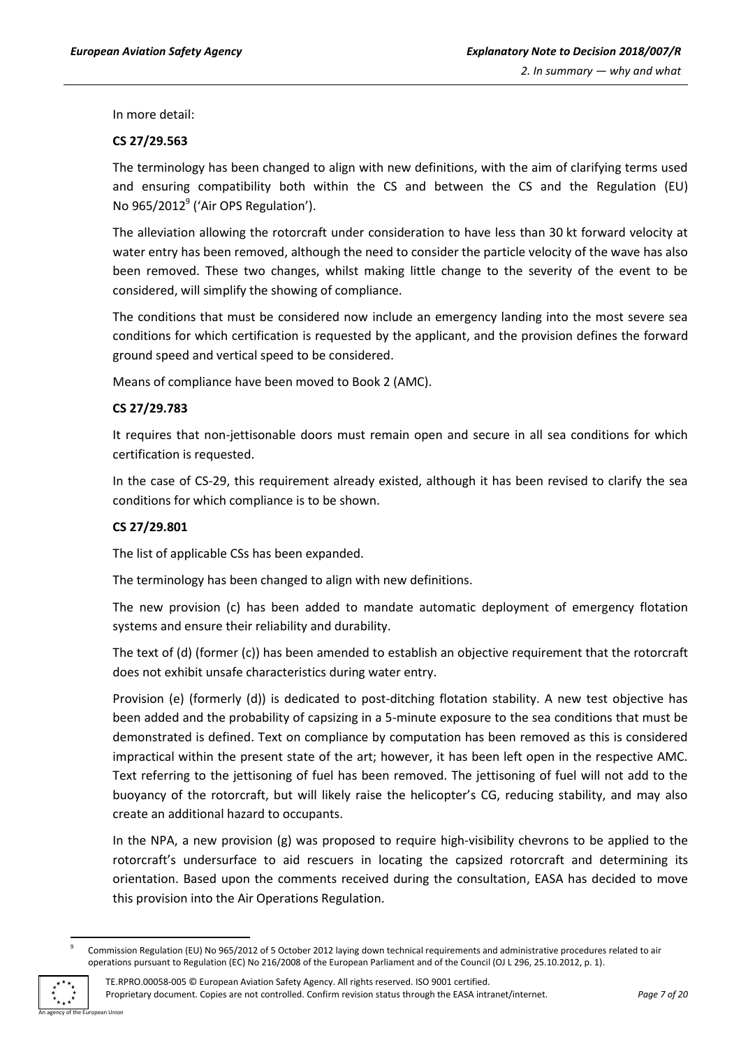In more detail:

**CS 27/29.563**

The terminology has been changed to align with new definitions, with the aim of clarifying terms used and ensuring compatibility both within the CS and between the CS and the Regulation (EU) No 965/2012[9] ('Air OPS Regulation').

The alleviation allowing the rotorcraft under consideration to have less than 30 kt forward velocity at water entry has been removed, although the need to consider the particle velocity of the wave has also been removed. These two changes, whilst making little change to the severity of the event to be considered, will simplify the showing of compliance.

The conditions that must be considered now include an emergency landing into the most severe sea conditions for which certification is requested by the applicant, and the provision defines the forward ground speed and vertical speed to be considered.

Means of compliance have been moved to Book 2 (AMC).

**CS 27/29.783**

It requires that non-jettisonable doors must remain open and secure in all sea conditions for which certification is requested.

In the case of CS-29, this requirement already existed, although it has been revised to clarify the sea conditions for which compliance is to be shown.

**CS 27/29.801**

The list of applicable CSs has been expanded.

The terminology has been changed to align with new definitions.

The new provision (c) has been added to mandate automatic deployment of emergency flotation systems and ensure their reliability and durability.

The text of (d) (former (c)) has been amended to establish an objective requirement that the rotorcraft does not exhibit unsafe characteristics during water entry.

Provision (e) (formerly (d)) is dedicated to post-ditching flotation stability. A new test objective has been added and the probability of capsizing in a 5-minute exposure to the sea conditions that must be demonstrated is defined. Text on compliance by computation has been removed as this is considered impractical within the present state of the art; however, it has been left open in the respective AMC. Text referring to the jettisoning of fuel has been removed. The jettisoning of fuel will not add to the buoyancy of the rotorcraft, but will likely raise the helicopter's CG, reducing stability, and may also create an additional hazard to occupants.

In the NPA, a new provision (g) was proposed to require high-visibility chevrons to be applied to the rotorcraft's undersurface to aid rescuers in locating the capsized rotorcraft and determining its orientation. Based upon the comments received during the consultation, EASA has decided to move this provision into the Air Operations Regulation.

[9] Commission Regulation (EU) No 965/2012 of 5 October 2012 laying down technical requirements and administrative procedures related to air operations pursuant to Regulation (EC) No 216/2008 of the European Parliament and of the Council (OJ L 296, 25.10.2012, p. 1).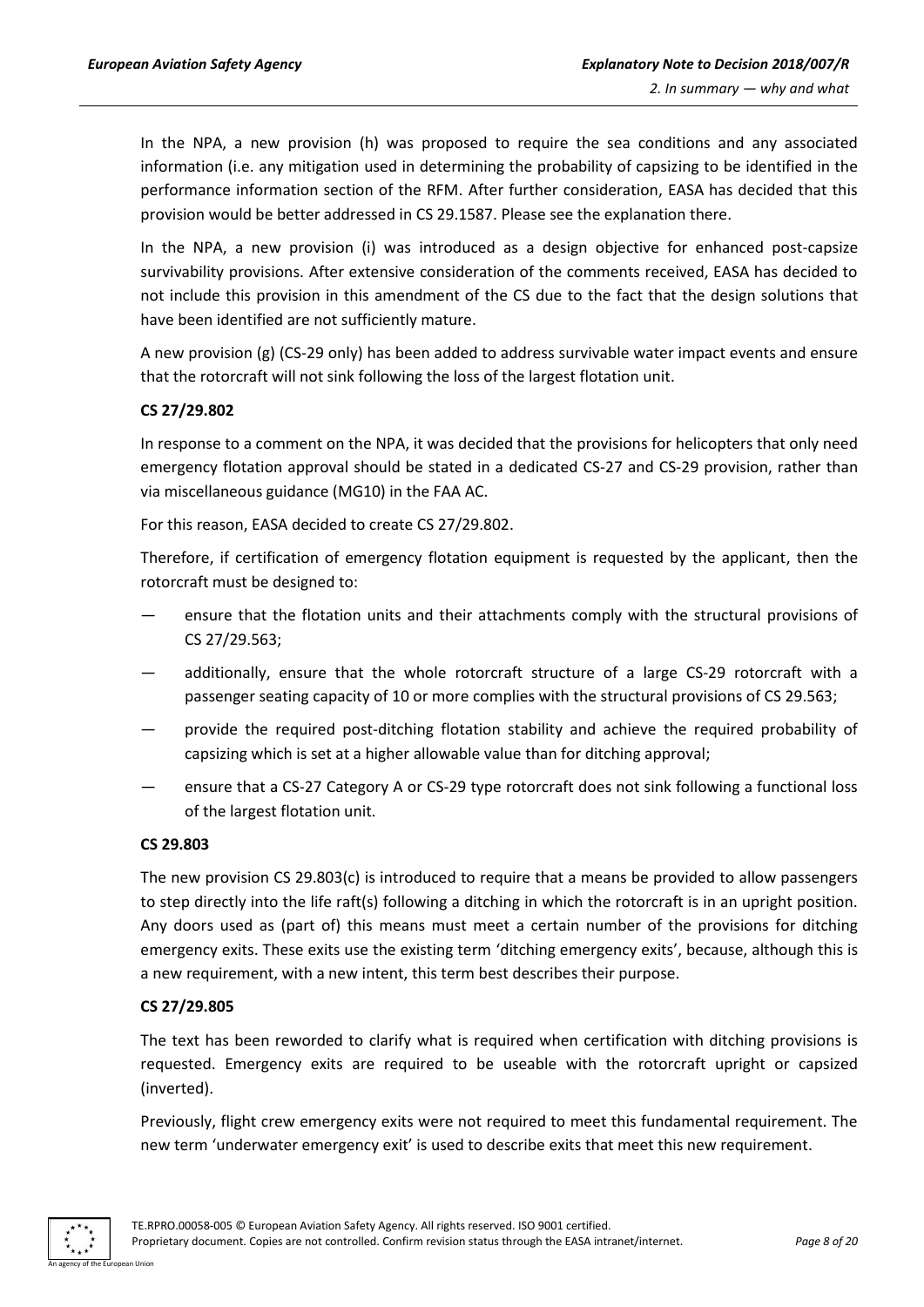In the NPA, a new provision (h) was proposed to require the sea conditions and any associated information (i.e. any mitigation used in determining the probability of capsizing to be identified in the performance information section of the RFM. After further consideration, EASA has decided that this provision would be better addressed in CS 29.1587. Please see the explanation there.

In the NPA, a new provision (i) was introduced as a design objective for enhanced post-capsize survivability provisions. After extensive consideration of the comments received, EASA has decided to not include this provision in this amendment of the CS due to the fact that the design solutions that have been identified are not sufficiently mature.

A new provision (g) (CS-29 only) has been added to address survivable water impact events and ensure that the rotorcraft will not sink following the loss of the largest flotation unit.

**CS 27/29.802**

In response to a comment on the NPA, it was decided that the provisions for helicopters that only need emergency flotation approval should be stated in a dedicated CS-27 and CS-29 provision, rather than via miscellaneous guidance (MG10) in the FAA AC.

For this reason, EASA decided to create CS 27/29.802.

Therefore, if certification of emergency flotation equipment is requested by the applicant, then the rotorcraft must be designed to:

— ensure that the flotation units and their attachments comply with the structural provisions of CS 27/29.563;

— additionally, ensure that the whole rotorcraft structure of a large CS-29 rotorcraft with a passenger seating capacity of 10 or more complies with the structural provisions of CS 29.563;

— provide the required post-ditching flotation stability and achieve the required probability of capsizing which is set at a higher allowable value than for ditching approval;

— ensure that a CS-27 Category A or CS-29 type rotorcraft does not sink following a functional loss of the largest flotation unit.

**CS 29.803**

The new provision CS 29.803(c) is introduced to require that a means be provided to allow passengers to step directly into the life raft(s) following a ditching in which the rotorcraft is in an upright position. Any doors used as (part of) this means must meet a certain number of the provisions for ditching emergency exits. These exits use the existing term 'ditching emergency exits', because, although this is a new requirement, with a new intent, this term best describes their purpose.

**CS 27/29.805**

The text has been reworded to clarify what is required when certification with ditching provisions is requested. Emergency exits are required to be useable with the rotorcraft upright or capsized (inverted).

Previously, flight crew emergency exits were not required to meet this fundamental requirement. The new term 'underwater emergency exit' is used to describe exits that meet this new requirement.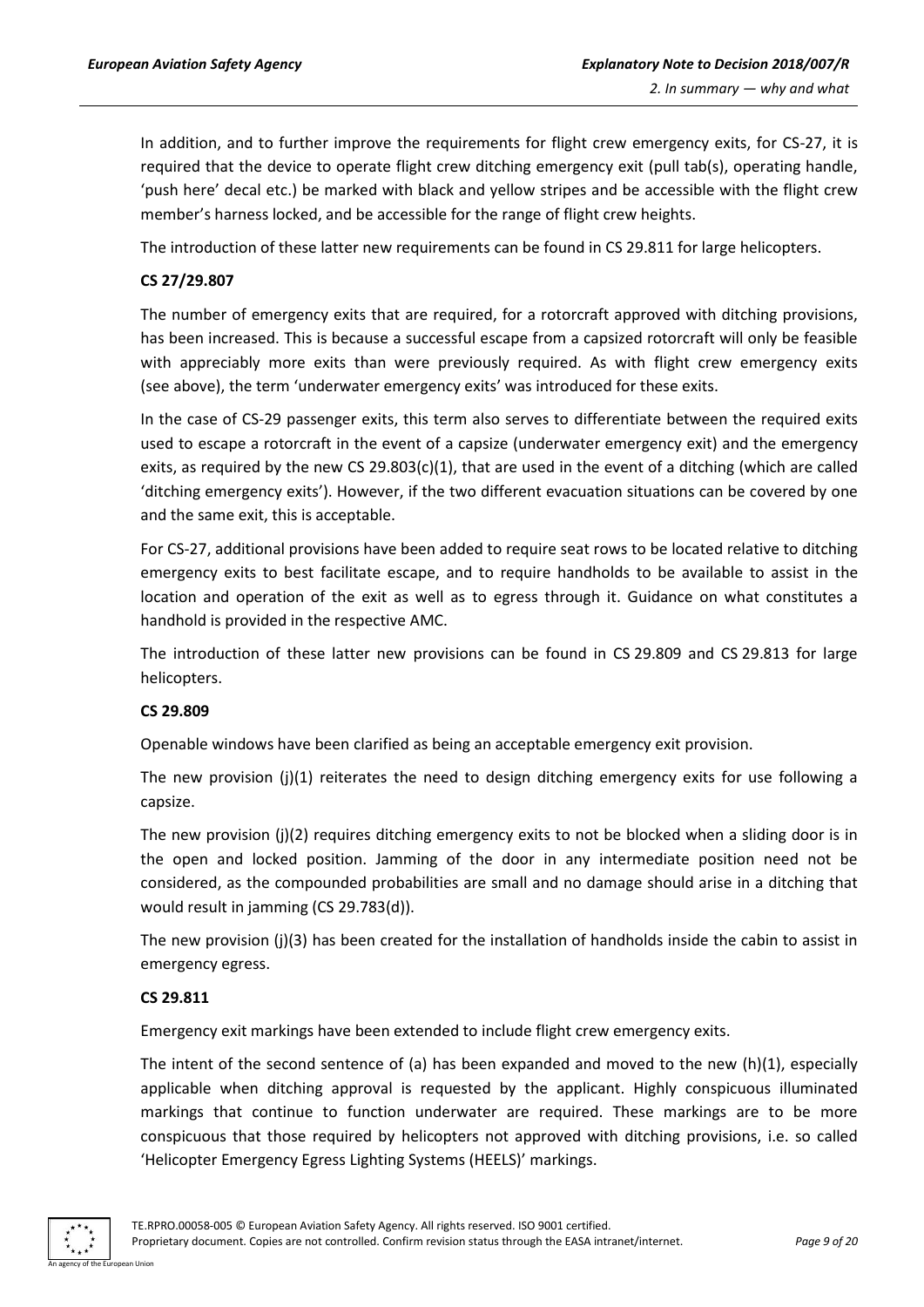In addition, and to further improve the requirements for flight crew emergency exits, for CS-27, it is required that the device to operate flight crew ditching emergency exit (pull tab(s), operating handle, 'push here' decal etc.) be marked with black and yellow stripes and be accessible with the flight crew member's harness locked, and be accessible for the range of flight crew heights.

The introduction of these latter new requirements can be found in CS 29.811 for large helicopters.

**CS 27/29.807**

The number of emergency exits that are required, for a rotorcraft approved with ditching provisions, has been increased. This is because a successful escape from a capsized rotorcraft will only be feasible with appreciably more exits than were previously required. As with flight crew emergency exits (see above), the term 'underwater emergency exits' was introduced for these exits.

In the case of CS-29 passenger exits, this term also serves to differentiate between the required exits used to escape a rotorcraft in the event of a capsize (underwater emergency exit) and the emergency exits, as required by the new CS 29.803(c)(1), that are used in the event of a ditching (which are called 'ditching emergency exits'). However, if the two different evacuation situations can be covered by one and the same exit, this is acceptable.

For CS-27, additional provisions have been added to require seat rows to be located relative to ditching emergency exits to best facilitate escape, and to require handholds to be available to assist in the location and operation of the exit as well as to egress through it. Guidance on what constitutes a handhold is provided in the respective AMC.

The introduction of these latter new provisions can be found in CS 29.809 and CS 29.813 for large helicopters.

**CS 29.809**

Openable windows have been clarified as being an acceptable emergency exit provision.

The new provision (j)(1) reiterates the need to design ditching emergency exits for use following a capsize.

The new provision (j)(2) requires ditching emergency exits to not be blocked when a sliding door is in the open and locked position. Jamming of the door in any intermediate position need not be considered, as the compounded probabilities are small and no damage should arise in a ditching that would result in jamming (CS 29.783(d)).

The new provision (j)(3) has been created for the installation of handholds inside the cabin to assist in emergency egress.

**CS 29.811**

Emergency exit markings have been extended to include flight crew emergency exits.

The intent of the second sentence of (a) has been expanded and moved to the new (h)(1), especially applicable when ditching approval is requested by the applicant. Highly conspicuous illuminated markings that continue to function underwater are required. These markings are to be more conspicuous that those required by helicopters not approved with ditching provisions, i.e. so called 'Helicopter Emergency Egress Lighting Systems (HEELS)' markings.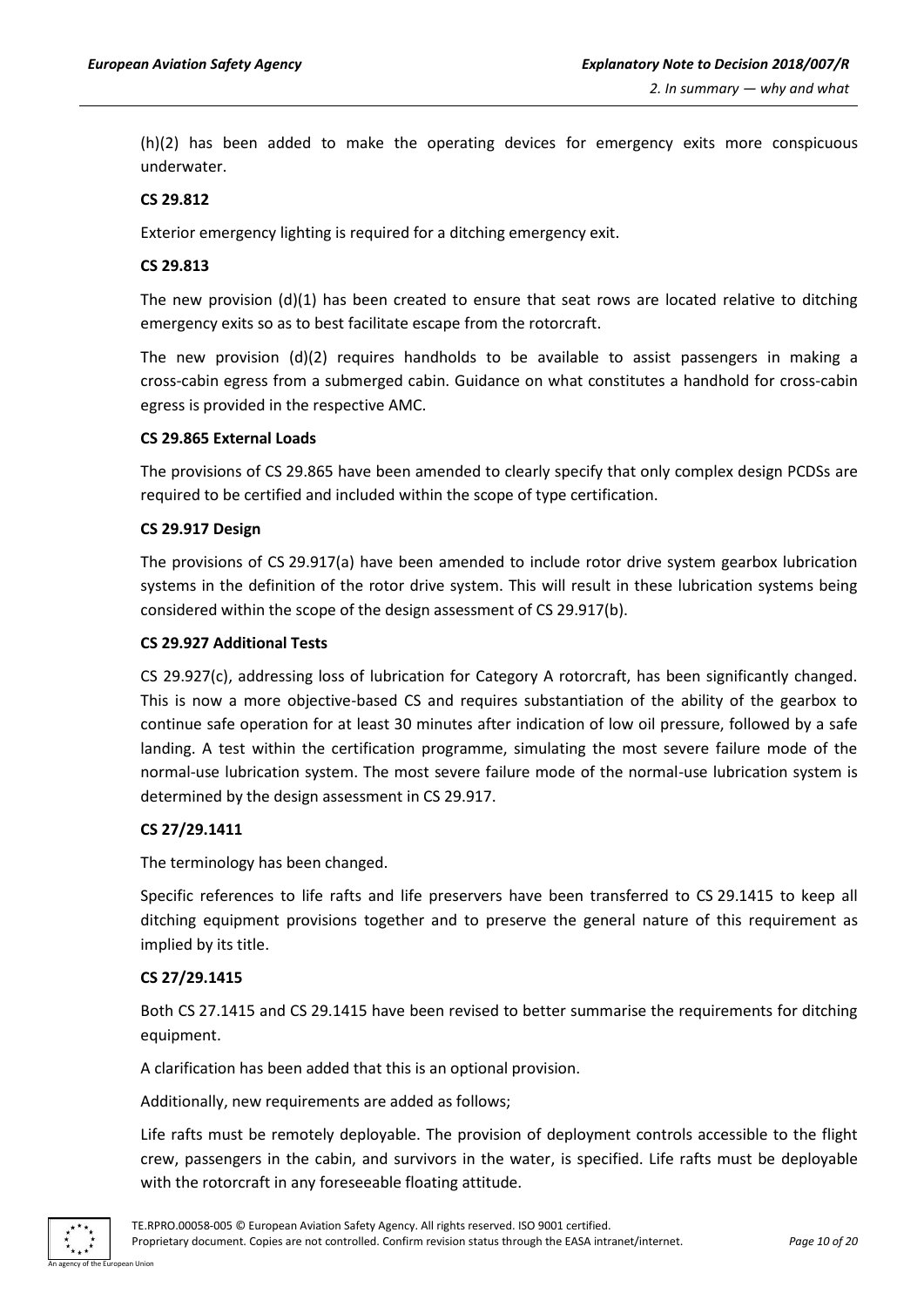(h)(2) has been added to make the operating devices for emergency exits more conspicuous underwater.

**CS 29.812**

Exterior emergency lighting is required for a ditching emergency exit.

**CS 29.813**

The new provision (d)(1) has been created to ensure that seat rows are located relative to ditching emergency exits so as to best facilitate escape from the rotorcraft.

The new provision (d)(2) requires handholds to be available to assist passengers in making a cross-cabin egress from a submerged cabin. Guidance on what constitutes a handhold for cross-cabin egress is provided in the respective AMC.

**CS 29.865 External Loads**

The provisions of CS 29.865 have been amended to clearly specify that only complex design PCDSs are required to be certified and included within the scope of type certification.

**CS 29.917 Design**

The provisions of CS 29.917(a) have been amended to include rotor drive system gearbox lubrication systems in the definition of the rotor drive system. This will result in these lubrication systems being considered within the scope of the design assessment of CS 29.917(b).

**CS 29.927 Additional Tests**

CS 29.927(c), addressing loss of lubrication for Category A rotorcraft, has been significantly changed. This is now a more objective-based CS and requires substantiation of the ability of the gearbox to continue safe operation for at least 30 minutes after indication of low oil pressure, followed by a safe landing. A test within the certification programme, simulating the most severe failure mode of the normal-use lubrication system. The most severe failure mode of the normal-use lubrication system is determined by the design assessment in CS 29.917.

**CS 27/29.1411**

The terminology has been changed.

Specific references to life rafts and life preservers have been transferred to CS 29.1415 to keep all ditching equipment provisions together and to preserve the general nature of this requirement as implied by its title.

**CS 27/29.1415**

Both CS 27.1415 and CS 29.1415 have been revised to better summarise the requirements for ditching equipment.

A clarification has been added that this is an optional provision.

Additionally, new requirements are added as follows;

Life rafts must be remotely deployable. The provision of deployment controls accessible to the flight crew, passengers in the cabin, and survivors in the water, is specified. Life rafts must be deployable with the rotorcraft in any foreseeable floating attitude.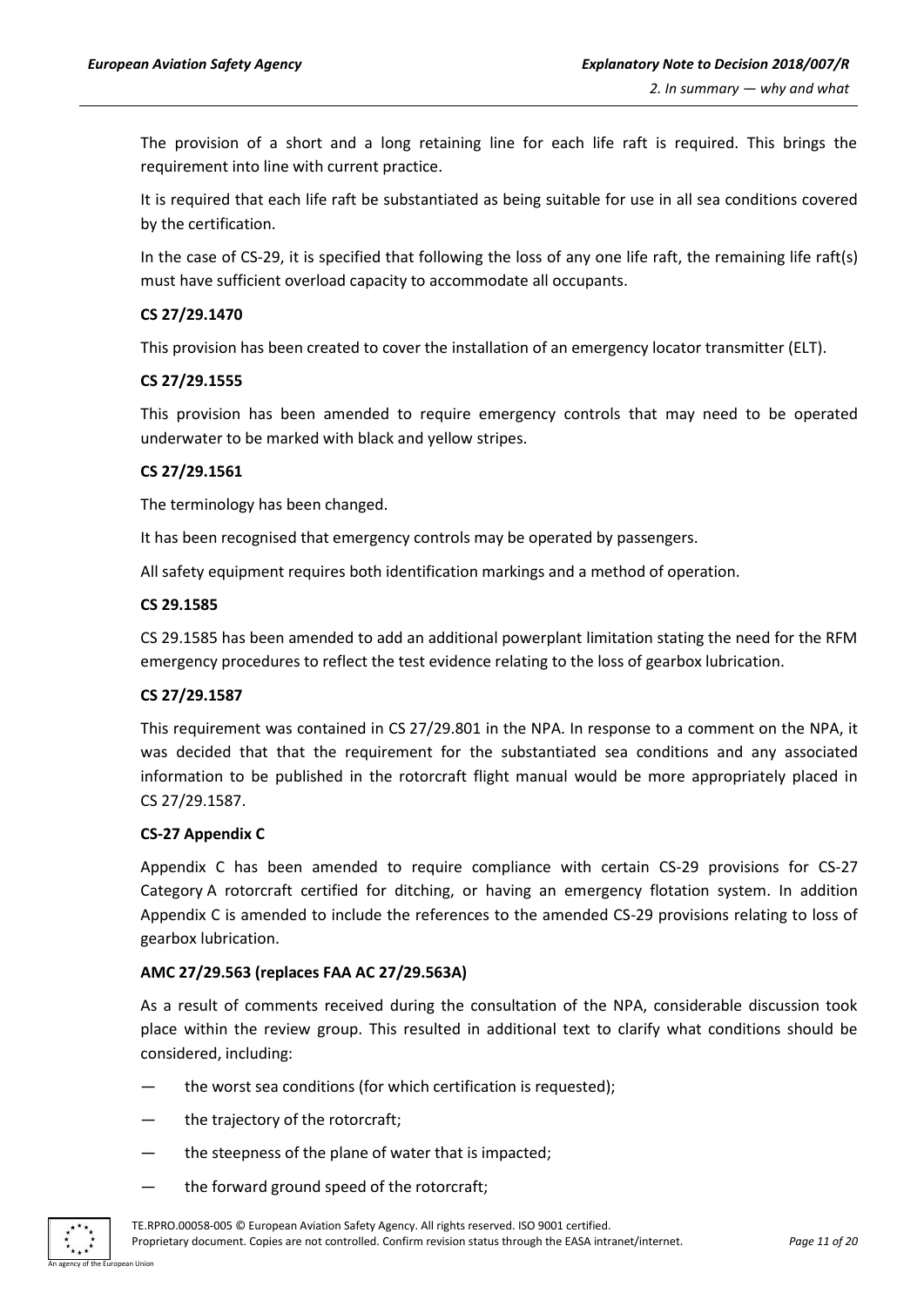The provision of a short and a long retaining line for each life raft is required. This brings the requirement into line with current practice.

It is required that each life raft be substantiated as being suitable for use in all sea conditions covered by the certification.

In the case of CS-29, it is specified that following the loss of any one life raft, the remaining life raft(s) must have sufficient overload capacity to accommodate all occupants.

**CS 27/29.1470**

This provision has been created to cover the installation of an emergency locator transmitter (ELT).

**CS 27/29.1555**

This provision has been amended to require emergency controls that may need to be operated underwater to be marked with black and yellow stripes.

**CS 27/29.1561**

The terminology has been changed.

It has been recognised that emergency controls may be operated by passengers.

All safety equipment requires both identification markings and a method of operation.

**CS 29.1585**

CS 29.1585 has been amended to add an additional powerplant limitation stating the need for the RFM emergency procedures to reflect the test evidence relating to the loss of gearbox lubrication.

**CS 27/29.1587**

This requirement was contained in CS 27/29.801 in the NPA. In response to a comment on the NPA, it was decided that that the requirement for the substantiated sea conditions and any associated information to be published in the rotorcraft flight manual would be more appropriately placed in CS 27/29.1587.

**CS-27 Appendix C**

Appendix C has been amended to require compliance with certain CS-29 provisions for CS-27 Category A rotorcraft certified for ditching, or having an emergency flotation system. In addition Appendix C is amended to include the references to the amended CS-29 provisions relating to loss of gearbox lubrication.

**AMC 27/29.563 (replaces FAA AC 27/29.563A)**

As a result of comments received during the consultation of the NPA, considerable discussion took place within the review group. This resulted in additional text to clarify what conditions should be considered, including:

— the worst sea conditions (for which certification is requested);

— the trajectory of the rotorcraft;

— the steepness of the plane of water that is impacted;

— the forward ground speed of the rotorcraft;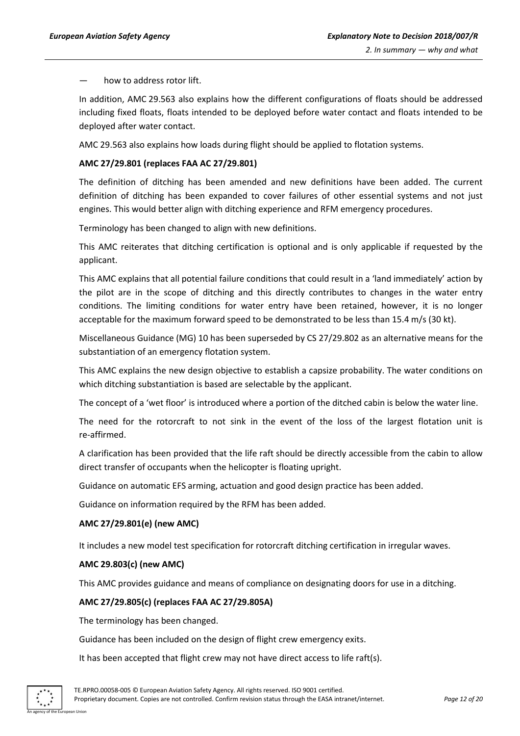— how to address rotor lift.

In addition, AMC 29.563 also explains how the different configurations of floats should be addressed including fixed floats, floats intended to be deployed before water contact and floats intended to be deployed after water contact.

AMC 29.563 also explains how loads during flight should be applied to flotation systems.

**AMC 27/29.801 (replaces FAA AC 27/29.801)**

The definition of ditching has been amended and new definitions have been added. The current definition of ditching has been expanded to cover failures of other essential systems and not just engines. This would better align with ditching experience and RFM emergency procedures.

Terminology has been changed to align with new definitions.

This AMC reiterates that ditching certification is optional and is only applicable if requested by the applicant.

This AMC explains that all potential failure conditions that could result in a 'land immediately' action by the pilot are in the scope of ditching and this directly contributes to changes in the water entry conditions. The limiting conditions for water entry have been retained, however, it is no longer acceptable for the maximum forward speed to be demonstrated to be less than 15.4 m/s (30 kt).

Miscellaneous Guidance (MG) 10 has been superseded by CS 27/29.802 as an alternative means for the substantiation of an emergency flotation system.

This AMC explains the new design objective to establish a capsize probability. The water conditions on which ditching substantiation is based are selectable by the applicant.

The concept of a 'wet floor' is introduced where a portion of the ditched cabin is below the water line.

The need for the rotorcraft to not sink in the event of the loss of the largest flotation unit is re-affirmed.

A clarification has been provided that the life raft should be directly accessible from the cabin to allow direct transfer of occupants when the helicopter is floating upright.

Guidance on automatic EFS arming, actuation and good design practice has been added.

Guidance on information required by the RFM has been added.

**AMC 27/29.801(e) (new AMC)**

It includes a new model test specification for rotorcraft ditching certification in irregular waves.

**AMC 29.803(c) (new AMC)**

This AMC provides guidance and means of compliance on designating doors for use in a ditching.

**AMC 27/29.805(c) (replaces FAA AC 27/29.805A)**

The terminology has been changed.

Guidance has been included on the design of flight crew emergency exits.

It has been accepted that flight crew may not have direct access to life raft(s).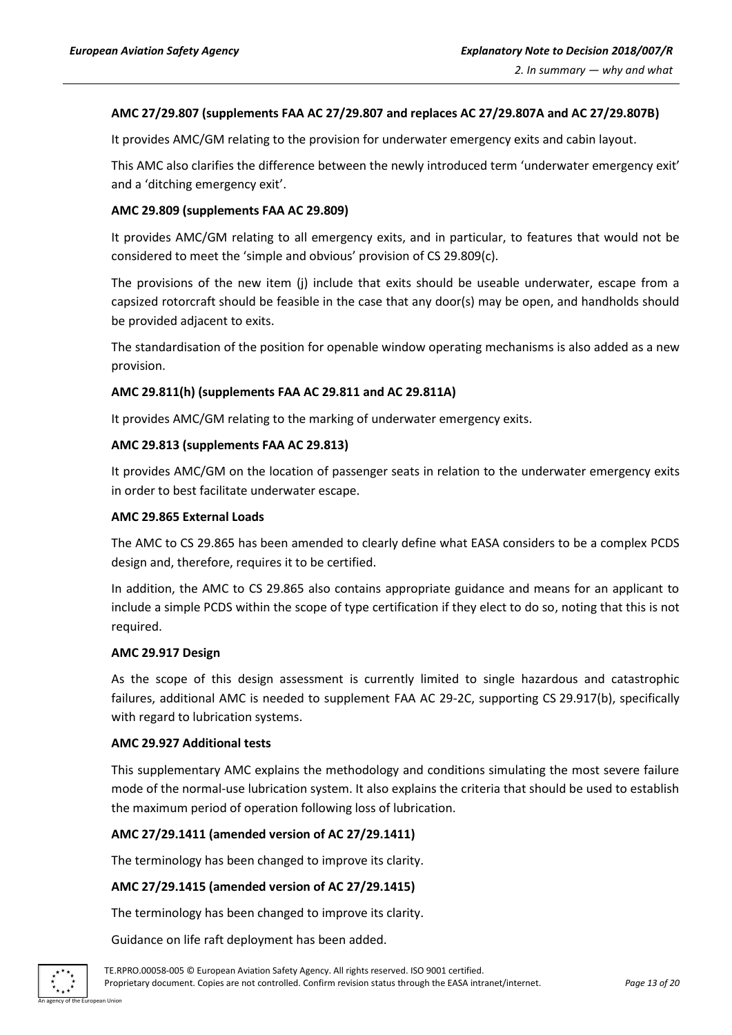**AMC 27/29.807 (supplements FAA AC 27/29.807 and replaces AC 27/29.807A and AC 27/29.807B)**

It provides AMC/GM relating to the provision for underwater emergency exits and cabin layout.

This AMC also clarifies the difference between the newly introduced term 'underwater emergency exit' and a 'ditching emergency exit'.

**AMC 29.809 (supplements FAA AC 29.809)**

It provides AMC/GM relating to all emergency exits, and in particular, to features that would not be considered to meet the 'simple and obvious' provision of CS 29.809(c).

The provisions of the new item (j) include that exits should be useable underwater, escape from a capsized rotorcraft should be feasible in the case that any door(s) may be open, and handholds should be provided adjacent to exits.

The standardisation of the position for openable window operating mechanisms is also added as a new provision.

**AMC 29.811(h) (supplements FAA AC 29.811 and AC 29.811A)**

It provides AMC/GM relating to the marking of underwater emergency exits.

**AMC 29.813 (supplements FAA AC 29.813)**

It provides AMC/GM on the location of passenger seats in relation to the underwater emergency exits in order to best facilitate underwater escape.

**AMC 29.865 External Loads**

The AMC to CS 29.865 has been amended to clearly define what EASA considers to be a complex PCDS design and, therefore, requires it to be certified.

In addition, the AMC to CS 29.865 also contains appropriate guidance and means for an applicant to include a simple PCDS within the scope of type certification if they elect to do so, noting that this is not required.

**AMC 29.917 Design**

As the scope of this design assessment is currently limited to single hazardous and catastrophic failures, additional AMC is needed to supplement FAA AC 29-2C, supporting CS 29.917(b), specifically with regard to lubrication systems.

**AMC 29.927 Additional tests**

This supplementary AMC explains the methodology and conditions simulating the most severe failure mode of the normal-use lubrication system. It also explains the criteria that should be used to establish the maximum period of operation following loss of lubrication.

**AMC 27/29.1411 (amended version of AC 27/29.1411)**

The terminology has been changed to improve its clarity.

**AMC 27/29.1415 (amended version of AC 27/29.1415)**

The terminology has been changed to improve its clarity.

Guidance on life raft deployment has been added.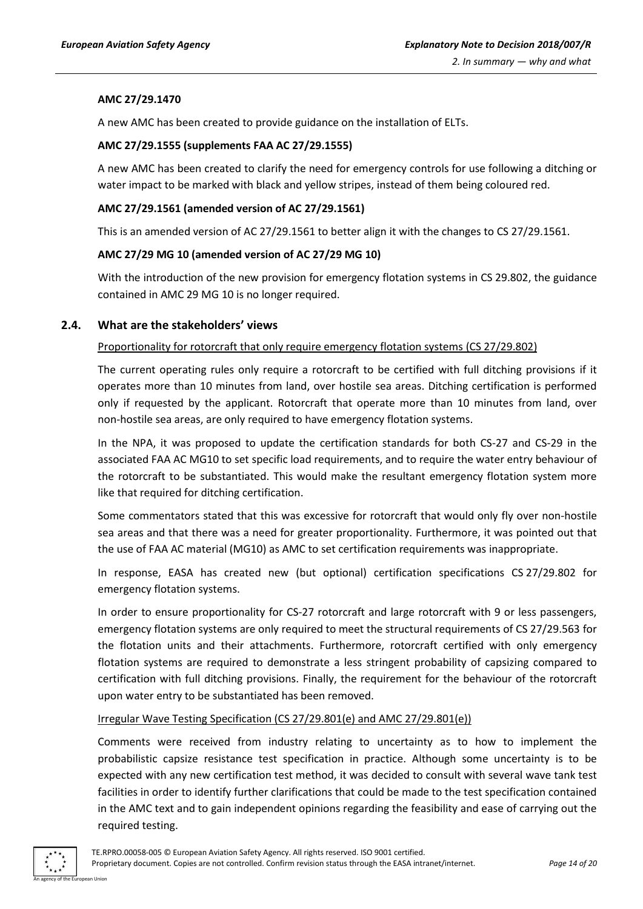**AMC 27/29.1470**

A new AMC has been created to provide guidance on the installation of ELTs.

**AMC 27/29.1555 (supplements FAA AC 27/29.1555)**

A new AMC has been created to clarify the need for emergency controls for use following a ditching or water impact to be marked with black and yellow stripes, instead of them being coloured red.

**AMC 27/29.1561 (amended version of AC 27/29.1561)**

This is an amended version of AC 27/29.1561 to better align it with the changes to CS 27/29.1561.

**AMC 27/29 MG 10 (amended version of AC 27/29 MG 10)**

With the introduction of the new provision for emergency flotation systems in CS 29.802, the guidance contained in AMC 29 MG 10 is no longer required.

## 2.4. What are the stakeholders' views

Proportionality for rotorcraft that only require emergency flotation systems (CS 27/29.802)

The current operating rules only require a rotorcraft to be certified with full ditching provisions if it operates more than 10 minutes from land, over hostile sea areas. Ditching certification is performed only if requested by the applicant. Rotorcraft that operate more than 10 minutes from land, over non-hostile sea areas, are only required to have emergency flotation systems.

In the NPA, it was proposed to update the certification standards for both CS-27 and CS-29 in the associated FAA AC MG10 to set specific load requirements, and to require the water entry behaviour of the rotorcraft to be substantiated. This would make the resultant emergency flotation system more like that required for ditching certification.

Some commentators stated that this was excessive for rotorcraft that would only fly over non-hostile sea areas and that there was a need for greater proportionality. Furthermore, it was pointed out that the use of FAA AC material (MG10) as AMC to set certification requirements was inappropriate.

In response, EASA has created new (but optional) certification specifications CS 27/29.802 for emergency flotation systems.

In order to ensure proportionality for CS-27 rotorcraft and large rotorcraft with 9 or less passengers, emergency flotation systems are only required to meet the structural requirements of CS 27/29.563 for the flotation units and their attachments. Furthermore, rotorcraft certified with only emergency flotation systems are required to demonstrate a less stringent probability of capsizing compared to certification with full ditching provisions. Finally, the requirement for the behaviour of the rotorcraft upon water entry to be substantiated has been removed.

Irregular Wave Testing Specification (CS 27/29.801(e) and AMC 27/29.801(e))

Comments were received from industry relating to uncertainty as to how to implement the probabilistic capsize resistance test specification in practice. Although some uncertainty is to be expected with any new certification test method, it was decided to consult with several wave tank test facilities in order to identify further clarifications that could be made to the test specification contained in the AMC text and to gain independent opinions regarding the feasibility and ease of carrying out the required testing.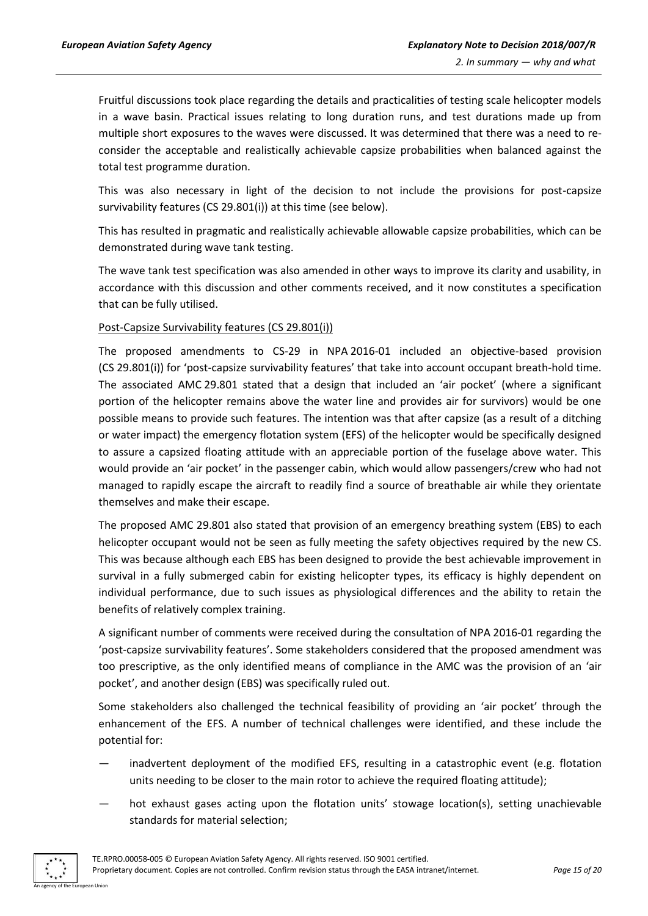Fruitful discussions took place regarding the details and practicalities of testing scale helicopter models in a wave basin. Practical issues relating to long duration runs, and test durations made up from multiple short exposures to the waves were discussed. It was determined that there was a need to re-consider the acceptable and realistically achievable capsize probabilities when balanced against the total test programme duration.

This was also necessary in light of the decision to not include the provisions for post-capsize survivability features (CS 29.801(i)) at this time (see below).

This has resulted in pragmatic and realistically achievable allowable capsize probabilities, which can be demonstrated during wave tank testing.

The wave tank test specification was also amended in other ways to improve its clarity and usability, in accordance with this discussion and other comments received, and it now constitutes a specification that can be fully utilised.

Post-Capsize Survivability features (CS 29.801(i))

The proposed amendments to CS-29 in NPA 2016-01 included an objective-based provision (CS 29.801(i)) for 'post-capsize survivability features' that take into account occupant breath-hold time. The associated AMC 29.801 stated that a design that included an 'air pocket' (where a significant portion of the helicopter remains above the water line and provides air for survivors) would be one possible means to provide such features. The intention was that after capsize (as a result of a ditching or water impact) the emergency flotation system (EFS) of the helicopter would be specifically designed to assure a capsized floating attitude with an appreciable portion of the fuselage above water. This would provide an 'air pocket' in the passenger cabin, which would allow passengers/crew who had not managed to rapidly escape the aircraft to readily find a source of breathable air while they orientate themselves and make their escape.

The proposed AMC 29.801 also stated that provision of an emergency breathing system (EBS) to each helicopter occupant would not be seen as fully meeting the safety objectives required by the new CS. This was because although each EBS has been designed to provide the best achievable improvement in survival in a fully submerged cabin for existing helicopter types, its efficacy is highly dependent on individual performance, due to such issues as physiological differences and the ability to retain the benefits of relatively complex training.

A significant number of comments were received during the consultation of NPA 2016-01 regarding the 'post-capsize survivability features'. Some stakeholders considered that the proposed amendment was too prescriptive, as the only identified means of compliance in the AMC was the provision of an 'air pocket', and another design (EBS) was specifically ruled out.

Some stakeholders also challenged the technical feasibility of providing an 'air pocket' through the enhancement of the EFS. A number of technical challenges were identified, and these include the potential for:

— inadvertent deployment of the modified EFS, resulting in a catastrophic event (e.g. flotation units needing to be closer to the main rotor to achieve the required floating attitude);

— hot exhaust gases acting upon the flotation units' stowage location(s), setting unachievable standards for material selection;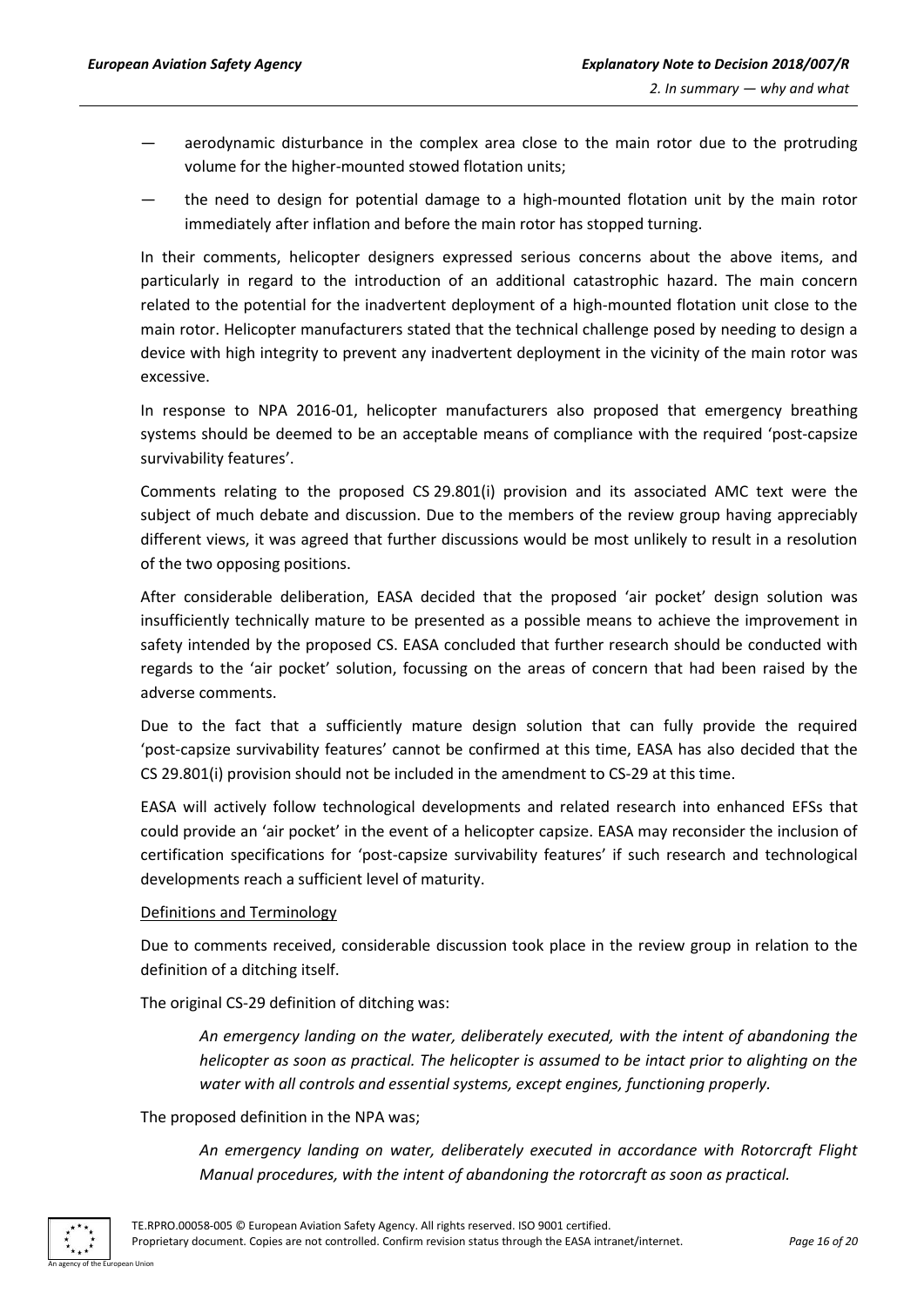— aerodynamic disturbance in the complex area close to the main rotor due to the protruding volume for the higher-mounted stowed flotation units;

— the need to design for potential damage to a high-mounted flotation unit by the main rotor immediately after inflation and before the main rotor has stopped turning.

In their comments, helicopter designers expressed serious concerns about the above items, and particularly in regard to the introduction of an additional catastrophic hazard. The main concern related to the potential for the inadvertent deployment of a high-mounted flotation unit close to the main rotor. Helicopter manufacturers stated that the technical challenge posed by needing to design a device with high integrity to prevent any inadvertent deployment in the vicinity of the main rotor was excessive.

In response to NPA 2016-01, helicopter manufacturers also proposed that emergency breathing systems should be deemed to be an acceptable means of compliance with the required 'post-capsize survivability features'.

Comments relating to the proposed CS 29.801(i) provision and its associated AMC text were the subject of much debate and discussion. Due to the members of the review group having appreciably different views, it was agreed that further discussions would be most unlikely to result in a resolution of the two opposing positions.

After considerable deliberation, EASA decided that the proposed 'air pocket' design solution was insufficiently technically mature to be presented as a possible means to achieve the improvement in safety intended by the proposed CS. EASA concluded that further research should be conducted with regards to the 'air pocket' solution, focussing on the areas of concern that had been raised by the adverse comments.

Due to the fact that a sufficiently mature design solution that can fully provide the required 'post-capsize survivability features' cannot be confirmed at this time, EASA has also decided that the CS 29.801(i) provision should not be included in the amendment to CS-29 at this time.

EASA will actively follow technological developments and related research into enhanced EFSs that could provide an 'air pocket' in the event of a helicopter capsize. EASA may reconsider the inclusion of certification specifications for 'post-capsize survivability features' if such research and technological developments reach a sufficient level of maturity.

Definitions and Terminology

Due to comments received, considerable discussion took place in the review group in relation to the definition of a ditching itself.

The original CS-29 definition of ditching was:

> *An emergency landing on the water, deliberately executed, with the intent of abandoning the helicopter as soon as practical. The helicopter is assumed to be intact prior to alighting on the water with all controls and essential systems, except engines, functioning properly.*

The proposed definition in the NPA was;

> *An emergency landing on water, deliberately executed in accordance with Rotorcraft Flight Manual procedures, with the intent of abandoning the rotorcraft as soon as practical.*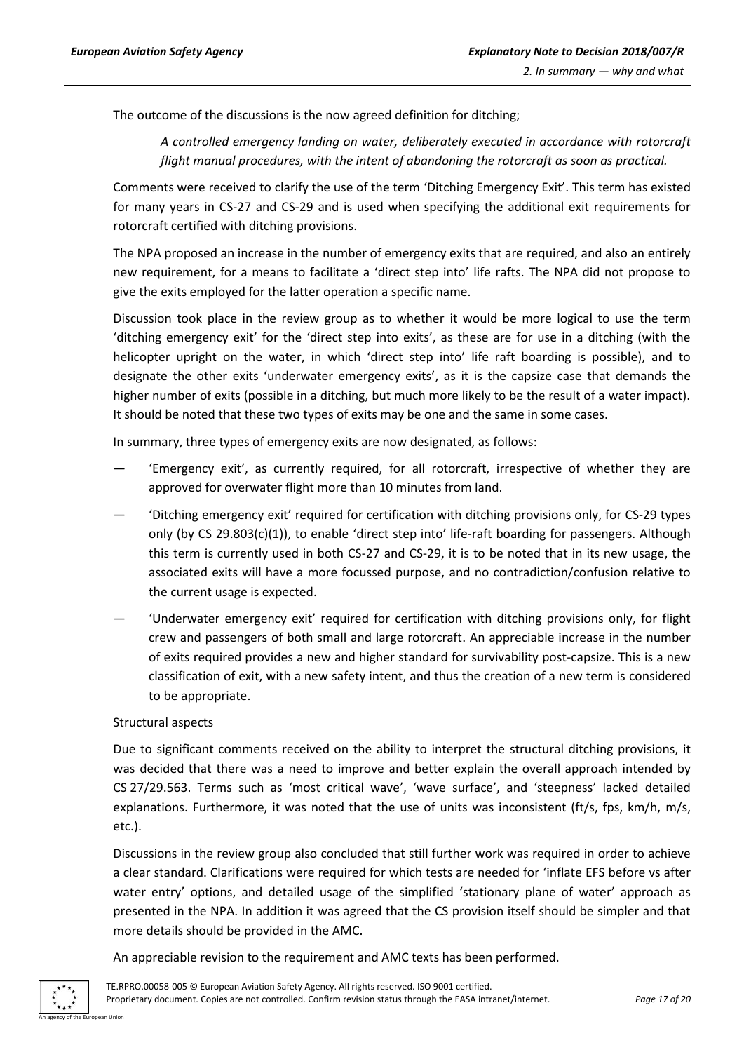The outcome of the discussions is the now agreed definition for ditching;

> *A controlled emergency landing on water, deliberately executed in accordance with rotorcraft flight manual procedures, with the intent of abandoning the rotorcraft as soon as practical.*

Comments were received to clarify the use of the term 'Ditching Emergency Exit'. This term has existed for many years in CS-27 and CS-29 and is used when specifying the additional exit requirements for rotorcraft certified with ditching provisions.

The NPA proposed an increase in the number of emergency exits that are required, and also an entirely new requirement, for a means to facilitate a 'direct step into' life rafts. The NPA did not propose to give the exits employed for the latter operation a specific name.

Discussion took place in the review group as to whether it would be more logical to use the term 'ditching emergency exit' for the 'direct step into exits', as these are for use in a ditching (with the helicopter upright on the water, in which 'direct step into' life raft boarding is possible), and to designate the other exits 'underwater emergency exits', as it is the capsize case that demands the higher number of exits (possible in a ditching, but much more likely to be the result of a water impact). It should be noted that these two types of exits may be one and the same in some cases.

In summary, three types of emergency exits are now designated, as follows:

- 'Emergency exit', as currently required, for all rotorcraft, irrespective of whether they are approved for overwater flight more than 10 minutes from land.
- 'Ditching emergency exit' required for certification with ditching provisions only, for CS-29 types only (by CS 29.803(c)(1)), to enable 'direct step into' life-raft boarding for passengers. Although this term is currently used in both CS-27 and CS-29, it is to be noted that in its new usage, the associated exits will have a more focussed purpose, and no contradiction/confusion relative to the current usage is expected.
- 'Underwater emergency exit' required for certification with ditching provisions only, for flight crew and passengers of both small and large rotorcraft. An appreciable increase in the number of exits required provides a new and higher standard for survivability post-capsize. This is a new classification of exit, with a new safety intent, and thus the creation of a new term is considered to be appropriate.

<u>Structural aspects</u>

Due to significant comments received on the ability to interpret the structural ditching provisions, it was decided that there was a need to improve and better explain the overall approach intended by CS 27/29.563. Terms such as 'most critical wave', 'wave surface', and 'steepness' lacked detailed explanations. Furthermore, it was noted that the use of units was inconsistent (ft/s, fps, km/h, m/s, etc.).

Discussions in the review group also concluded that still further work was required in order to achieve a clear standard. Clarifications were required for which tests are needed for 'inflate EFS before vs after water entry' options, and detailed usage of the simplified 'stationary plane of water' approach as presented in the NPA. In addition it was agreed that the CS provision itself should be simpler and that more details should be provided in the AMC.

An appreciable revision to the requirement and AMC texts has been performed.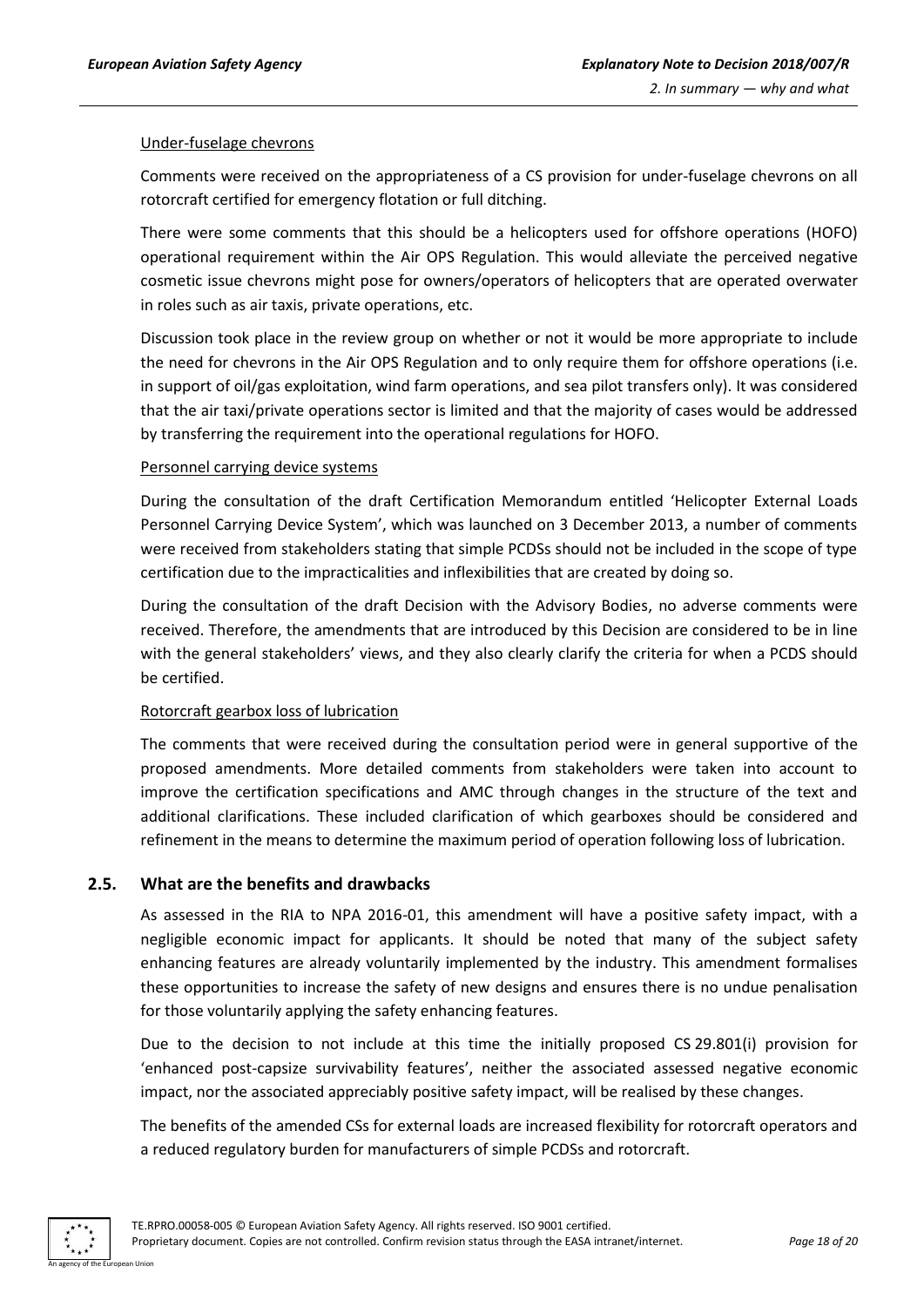Under-fuselage chevrons

Comments were received on the appropriateness of a CS provision for under-fuselage chevrons on all rotorcraft certified for emergency flotation or full ditching.

There were some comments that this should be a helicopters used for offshore operations (HOFO) operational requirement within the Air OPS Regulation. This would alleviate the perceived negative cosmetic issue chevrons might pose for owners/operators of helicopters that are operated overwater in roles such as air taxis, private operations, etc.

Discussion took place in the review group on whether or not it would be more appropriate to include the need for chevrons in the Air OPS Regulation and to only require them for offshore operations (i.e. in support of oil/gas exploitation, wind farm operations, and sea pilot transfers only). It was considered that the air taxi/private operations sector is limited and that the majority of cases would be addressed by transferring the requirement into the operational regulations for HOFO.

Personnel carrying device systems

During the consultation of the draft Certification Memorandum entitled 'Helicopter External Loads Personnel Carrying Device System', which was launched on 3 December 2013, a number of comments were received from stakeholders stating that simple PCDSs should not be included in the scope of type certification due to the impracticalities and inflexibilities that are created by doing so.

During the consultation of the draft Decision with the Advisory Bodies, no adverse comments were received. Therefore, the amendments that are introduced by this Decision are considered to be in line with the general stakeholders' views, and they also clearly clarify the criteria for when a PCDS should be certified.

Rotorcraft gearbox loss of lubrication

The comments that were received during the consultation period were in general supportive of the proposed amendments. More detailed comments from stakeholders were taken into account to improve the certification specifications and AMC through changes in the structure of the text and additional clarifications. These included clarification of which gearboxes should be considered and refinement in the means to determine the maximum period of operation following loss of lubrication.

### 2.5. What are the benefits and drawbacks

As assessed in the RIA to NPA 2016-01, this amendment will have a positive safety impact, with a negligible economic impact for applicants. It should be noted that many of the subject safety enhancing features are already voluntarily implemented by the industry. This amendment formalises these opportunities to increase the safety of new designs and ensures there is no undue penalisation for those voluntarily applying the safety enhancing features.

Due to the decision to not include at this time the initially proposed CS 29.801(i) provision for 'enhanced post-capsize survivability features', neither the associated assessed negative economic impact, nor the associated appreciably positive safety impact, will be realised by these changes.

The benefits of the amended CSs for external loads are increased flexibility for rotorcraft operators and a reduced regulatory burden for manufacturers of simple PCDSs and rotorcraft.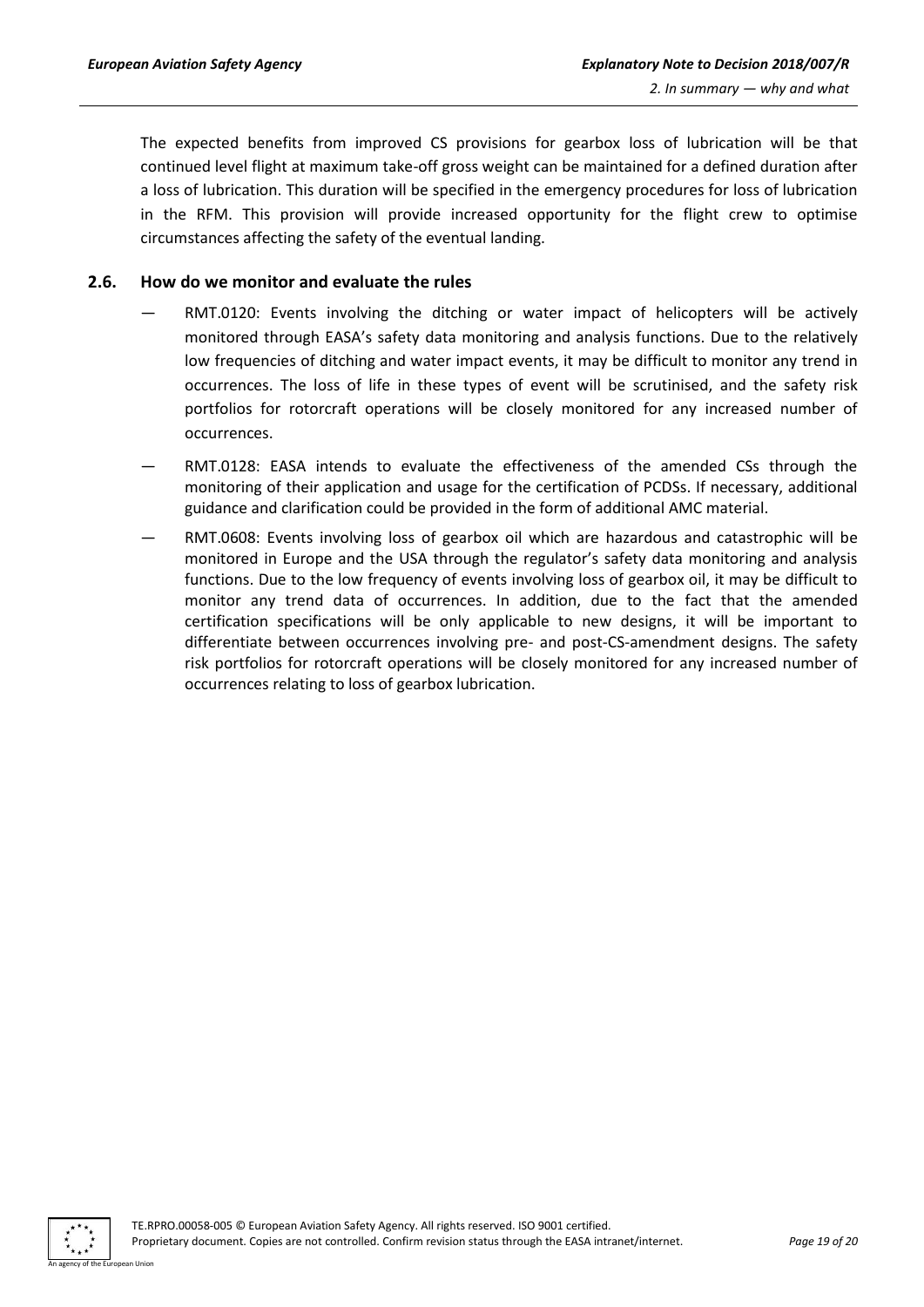The expected benefits from improved CS provisions for gearbox loss of lubrication will be that continued level flight at maximum take-off gross weight can be maintained for a defined duration after a loss of lubrication. This duration will be specified in the emergency procedures for loss of lubrication in the RFM. This provision will provide increased opportunity for the flight crew to optimise circumstances affecting the safety of the eventual landing.

## 2.6. How do we monitor and evaluate the rules

— RMT.0120: Events involving the ditching or water impact of helicopters will be actively monitored through EASA's safety data monitoring and analysis functions. Due to the relatively low frequencies of ditching and water impact events, it may be difficult to monitor any trend in occurrences. The loss of life in these types of event will be scrutinised, and the safety risk portfolios for rotorcraft operations will be closely monitored for any increased number of occurrences.

— RMT.0128: EASA intends to evaluate the effectiveness of the amended CSs through the monitoring of their application and usage for the certification of PCDSs. If necessary, additional guidance and clarification could be provided in the form of additional AMC material.

— RMT.0608: Events involving loss of gearbox oil which are hazardous and catastrophic will be monitored in Europe and the USA through the regulator's safety data monitoring and analysis functions. Due to the low frequency of events involving loss of gearbox oil, it may be difficult to monitor any trend data of occurrences. In addition, due to the fact that the amended certification specifications will be only applicable to new designs, it will be important to differentiate between occurrences involving pre- and post-CS-amendment designs. The safety risk portfolios for rotorcraft operations will be closely monitored for any increased number of occurrences relating to loss of gearbox lubrication.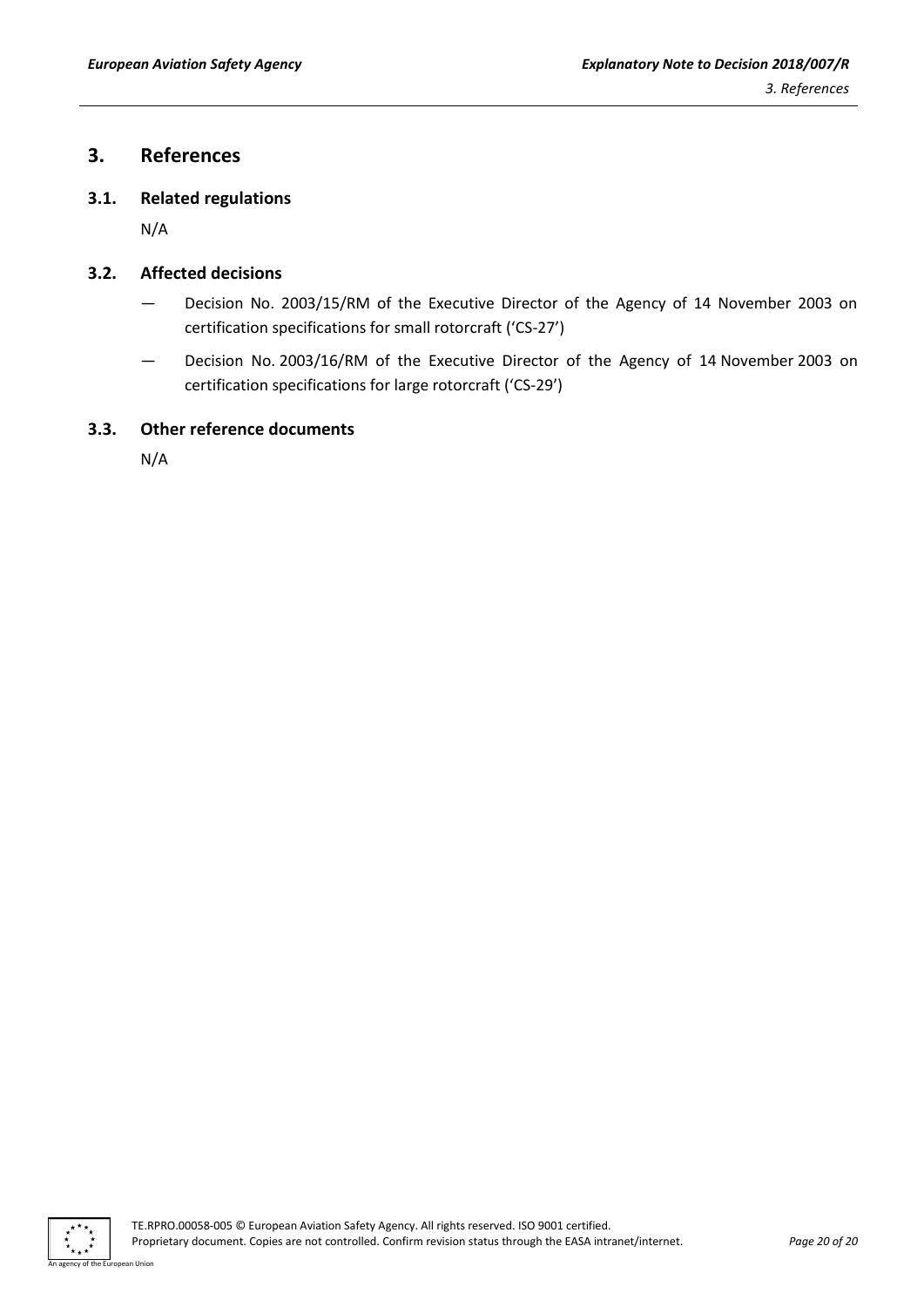## 3. References

### 3.1. Related regulations

N/A

### 3.2. Affected decisions

- Decision No. 2003/15/RM of the Executive Director of the Agency of 14 November 2003 on certification specifications for small rotorcraft ('CS-27')
- Decision No. 2003/16/RM of the Executive Director of the Agency of 14 November 2003 on certification specifications for large rotorcraft ('CS-29')

### 3.3. Other reference documents

N/A